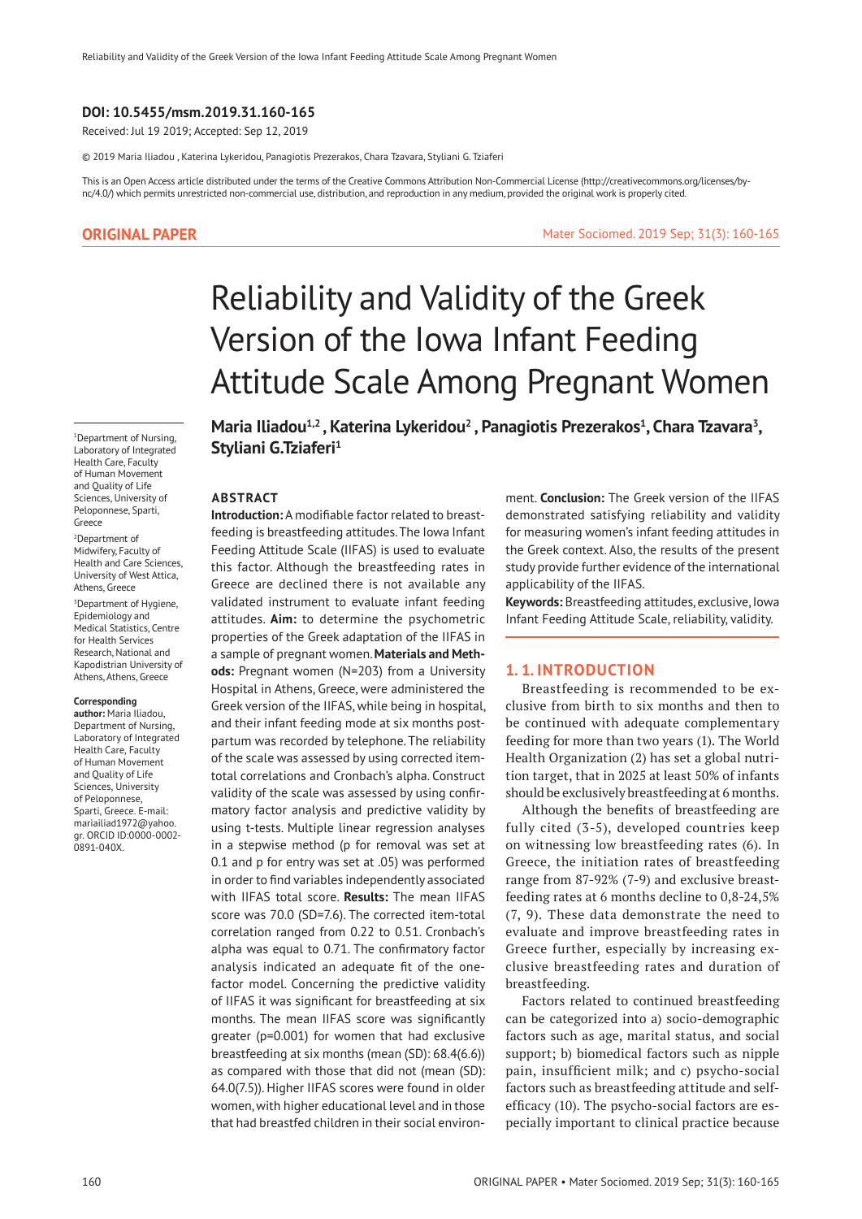**DOI: 10.5455/msm.2019.31.160-165**

Received: Jul 19 2019; Accepted: Sep 12, 2019

© 2019 Maria Iliadou , Katerina Lykeridou, Panagiotis Prezerakos, Chara Tzavara, Styliani G. Tziaferi

This is an Open Access article distributed under the terms of the Creative Commons Attribution Non-Commercial License (http://creativecommons.org/licenses/by-nc/4.0/) which permits unrestricted non-commercial use, distribution, and reproduction in any medium, provided the original work is properly cited.

**ORIGINAL PAPER**

# Reliability and Validity of the Greek Version of the Iowa Infant Feeding Attitude Scale Among Pregnant Women

**Maria Iliadou[1,2] , Katerina Lykeridou[2] , Panagiotis Prezerakos[1], Chara Tzavara[3], Styliani G.Tziaferi[1]**

[1]Department of Nursing, Laboratory of Integrated Health Care, Faculty of Human Movement and Quality of Life Sciences, University of Peloponnese, Sparti, Greece

[2]Department of Midwifery, Faculty of Health and Care Sciences, University of West Attica, Athens, Greece

[3]Department of Hygiene, Epidemiology and Medical Statistics, Centre for Health Services Research, National and Kapodistrian University of Athens, Athens, Greece

**Corresponding author:** Maria Iliadou, Department of Nursing, Laboratory of Integrated Health Care, Faculty of Human Movement and Quality of Life Sciences, University of Peloponnese, Sparti, Greece. E-mail: mariailiad1972@yahoo.gr. ORCID ID:0000-0002-0891-040X.

## ABSTRACT

**Introduction:** A modifiable factor related to breastfeeding is breastfeeding attitudes. The Iowa Infant Feeding Attitude Scale (IIFAS) is used to evaluate this factor. Although the breastfeeding rates in Greece are declined there is not available any validated instrument to evaluate infant feeding attitudes. **Aim:** to determine the psychometric properties of the Greek adaptation of the IIFAS in a sample of pregnant women. **Materials and Methods:** Pregnant women (N=203) from a University Hospital in Athens, Greece, were administered the Greek version of the IIFAS, while being in hospital, and their infant feeding mode at six months postpartum was recorded by telephone. The reliability of the scale was assessed by using corrected item-total correlations and Cronbach's alpha. Construct validity of the scale was assessed by using confirmatory factor analysis and predictive validity by using t-tests. Multiple linear regression analyses in a stepwise method (p for removal was set at 0.1 and p for entry was set at .05) was performed in order to find variables independently associated with IIFAS total score. **Results:** The mean IIFAS score was 70.0 (SD=7.6). The corrected item-total correlation ranged from 0.22 to 0.51. Cronbach's alpha was equal to 0.71. The confirmatory factor analysis indicated an adequate fit of the one-factor model. Concerning the predictive validity of IIFAS it was significant for breastfeeding at six months. The mean IIFAS score was significantly greater (p=0.001) for women that had exclusive breastfeeding at six months (mean (SD): 68.4(6.6)) as compared with those that did not (mean (SD): 64.0(7.5)). Higher IIFAS scores were found in older women, with higher educational level and in those that had breastfed children in their social environment. **Conclusion:** The Greek version of the IIFAS demonstrated satisfying reliability and validity for measuring women's infant feeding attitudes in the Greek context. Also, the results of the present study provide further evidence of the international applicability of the IIFAS.

**Keywords:** Breastfeeding attitudes, exclusive, Iowa Infant Feeding Attitude Scale, reliability, validity.

## 1. 1. INTRODUCTION

Breastfeeding is recommended to be exclusive from birth to six months and then to be continued with adequate complementary feeding for more than two years (1). The World Health Organization (2) has set a global nutrition target, that in 2025 at least 50% of infants should be exclusively breastfeeding at 6 months.

Although the benefits of breastfeeding are fully cited (3-5), developed countries keep on witnessing low breastfeeding rates (6). In Greece, the initiation rates of breastfeeding range from 87-92% (7-9) and exclusive breastfeeding rates at 6 months decline to 0,8-24,5% (7, 9). These data demonstrate the need to evaluate and improve breastfeeding rates in Greece further, especially by increasing exclusive breastfeeding rates and duration of breastfeeding.

Factors related to continued breastfeeding can be categorized into a) socio-demographic factors such as age, marital status, and social support; b) biomedical factors such as nipple pain, insufficient milk; and c) psycho-social factors such as breastfeeding attitude and self-efficacy (10). The psycho-social factors are especially important to clinical practice because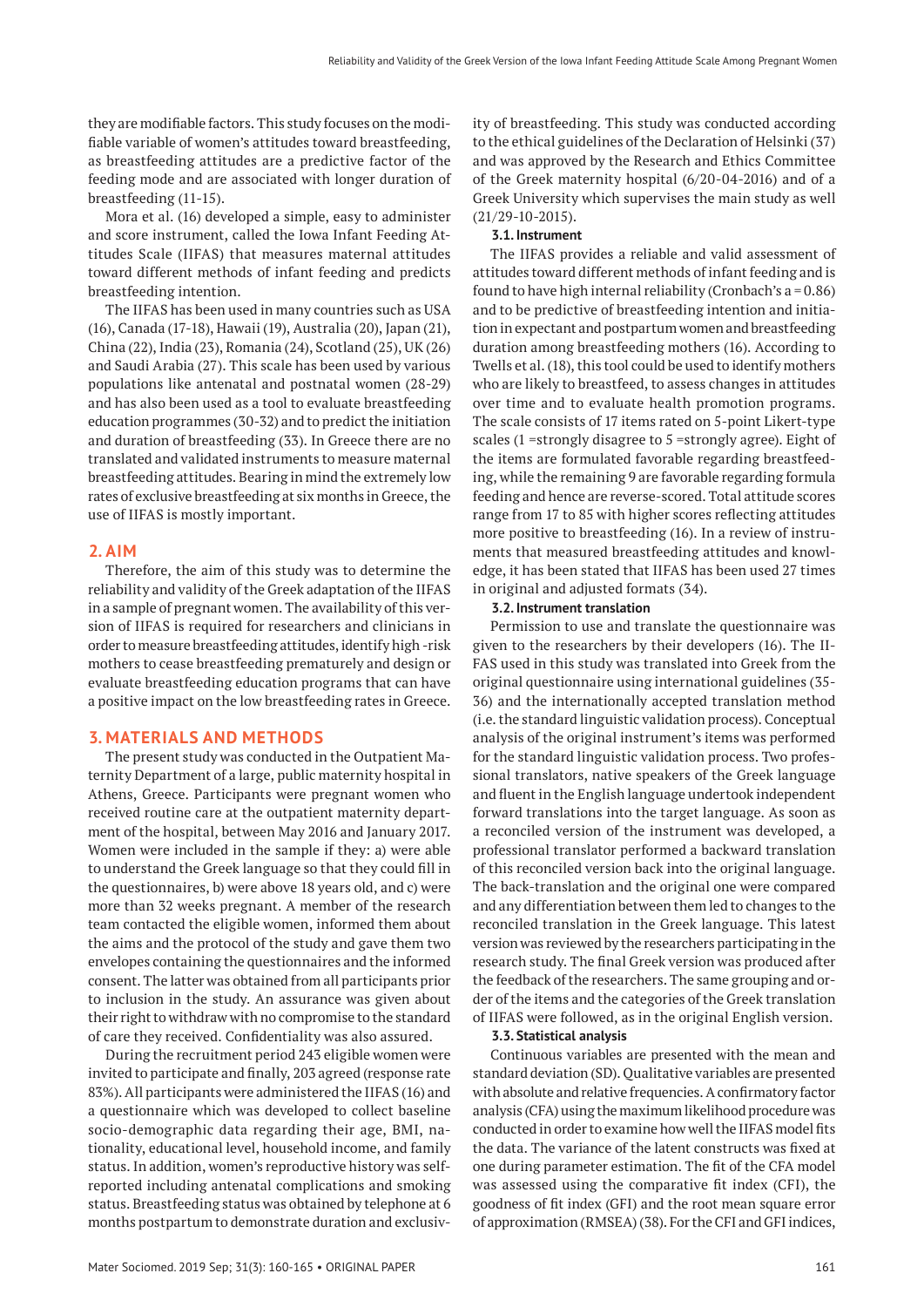they are modifiable factors. This study focuses on the modifiable variable of women's attitudes toward breastfeeding, as breastfeeding attitudes are a predictive factor of the feeding mode and are associated with longer duration of breastfeeding (11-15).

Mora et al. (16) developed a simple, easy to administer and score instrument, called the Iowa Infant Feeding Attitudes Scale (IIFAS) that measures maternal attitudes toward different methods of infant feeding and predicts breastfeeding intention.

The IIFAS has been used in many countries such as USA (16), Canada (17-18), Hawaii (19), Australia (20), Japan (21), China (22), India (23), Romania (24), Scotland (25), UK (26) and Saudi Arabia (27). This scale has been used by various populations like antenatal and postnatal women (28-29) and has also been used as a tool to evaluate breastfeeding education programmes (30-32) and to predict the initiation and duration of breastfeeding (33). In Greece there are no translated and validated instruments to measure maternal breastfeeding attitudes. Bearing in mind the extremely low rates of exclusive breastfeeding at six months in Greece, the use of IIFAS is mostly important.

## 2. AIM

Therefore, the aim of this study was to determine the reliability and validity of the Greek adaptation of the IIFAS in a sample of pregnant women. The availability of this version of IIFAS is required for researchers and clinicians in order to measure breastfeeding attitudes, identify high -risk mothers to cease breastfeeding prematurely and design or evaluate breastfeeding education programs that can have a positive impact on the low breastfeeding rates in Greece.

## 3. MATERIALS AND METHODS

The present study was conducted in the Outpatient Maternity Department of a large, public maternity hospital in Athens, Greece. Participants were pregnant women who received routine care at the outpatient maternity department of the hospital, between May 2016 and January 2017. Women were included in the sample if they: a) were able to understand the Greek language so that they could fill in the questionnaires, b) were above 18 years old, and c) were more than 32 weeks pregnant. A member of the research team contacted the eligible women, informed them about the aims and the protocol of the study and gave them two envelopes containing the questionnaires and the informed consent. The latter was obtained from all participants prior to inclusion in the study. An assurance was given about their right to withdraw with no compromise to the standard of care they received. Confidentiality was also assured.

During the recruitment period 243 eligible women were invited to participate and finally, 203 agreed (response rate 83%). All participants were administered the IIFAS (16) and a questionnaire which was developed to collect baseline socio-demographic data regarding their age, BMI, nationality, educational level, household income, and family status. In addition, women's reproductive history was self-reported including antenatal complications and smoking status. Breastfeeding status was obtained by telephone at 6 months postpartum to demonstrate duration and exclusivity of breastfeeding. This study was conducted according to the ethical guidelines of the Declaration of Helsinki (37) and was approved by the Research and Ethics Committee of the Greek maternity hospital (6/20-04-2016) and of a Greek University which supervises the main study as well (21/29-10-2015).

### 3.1. Instrument

The IIFAS provides a reliable and valid assessment of attitudes toward different methods of infant feeding and is found to have high internal reliability (Cronbach's a = 0.86) and to be predictive of breastfeeding intention and initiation in expectant and postpartum women and breastfeeding duration among breastfeeding mothers (16). According to Twells et al. (18), this tool could be used to identify mothers who are likely to breastfeed, to assess changes in attitudes over time and to evaluate health promotion programs. The scale consists of 17 items rated on 5-point Likert-type scales (1 =strongly disagree to 5 =strongly agree). Eight of the items are formulated favorable regarding breastfeeding, while the remaining 9 are favorable regarding formula feeding and hence are reverse-scored. Total attitude scores range from 17 to 85 with higher scores reflecting attitudes more positive to breastfeeding (16). In a review of instruments that measured breastfeeding attitudes and knowledge, it has been stated that IIFAS has been used 27 times in original and adjusted formats (34).

### 3.2. Instrument translation

Permission to use and translate the questionnaire was given to the researchers by their developers (16). The IIFAS used in this study was translated into Greek from the original questionnaire using international guidelines (35-36) and the internationally accepted translation method (i.e. the standard linguistic validation process). Conceptual analysis of the original instrument's items was performed for the standard linguistic validation process. Two professional translators, native speakers of the Greek language and fluent in the English language undertook independent forward translations into the target language. As soon as a reconciled version of the instrument was developed, a professional translator performed a backward translation of this reconciled version back into the original language. The back-translation and the original one were compared and any differentiation between them led to changes to the reconciled translation in the Greek language. This latest version was reviewed by the researchers participating in the research study. The final Greek version was produced after the feedback of the researchers. The same grouping and order of the items and the categories of the Greek translation of IIFAS were followed, as in the original English version.

### 3.3. Statistical analysis

Continuous variables are presented with the mean and standard deviation (SD). Qualitative variables are presented with absolute and relative frequencies. A confirmatory factor analysis (CFA) using the maximum likelihood procedure was conducted in order to examine how well the IIFAS model fits the data. The variance of the latent constructs was fixed at one during parameter estimation. The fit of the CFA model was assessed using the comparative fit index (CFI), the goodness of fit index (GFI) and the root mean square error of approximation (RMSEA) (38). For the CFI and GFI indices,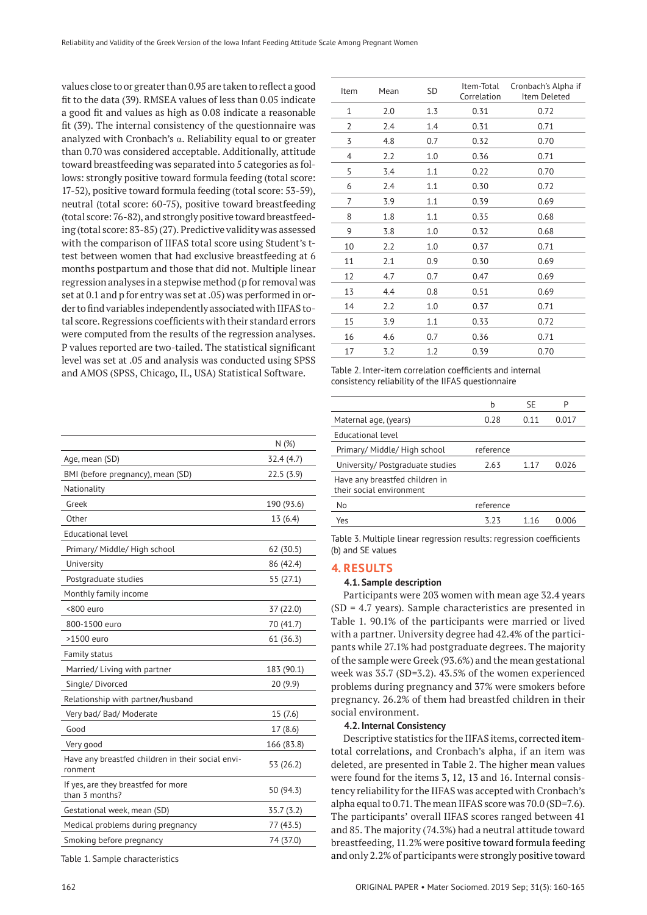values close to or greater than 0.95 are taken to reflect a good fit to the data (39). RMSEA values of less than 0.05 indicate a good fit and values as high as 0.08 indicate a reasonable fit (39). The internal consistency of the questionnaire was analyzed with Cronbach's α. Reliability equal to or greater than 0.70 was considered acceptable. Additionally, attitude toward breastfeeding was separated into 5 categories as follows: strongly positive toward formula feeding (total score: 17-52), positive toward formula feeding (total score: 53-59), neutral (total score: 60-75), positive toward breastfeeding (total score: 76-82), and strongly positive toward breastfeeding (total score: 83-85) (27). Predictive validity was assessed with the comparison of IIFAS total score using Student's t-test between women that had exclusive breastfeeding at 6 months postpartum and those that did not. Multiple linear regression analyses in a stepwise method (p for removal was set at 0.1 and p for entry was set at .05) was performed in order to find variables independently associated with IIFAS total score. Regressions coefficients with their standard errors were computed from the results of the regression analyses. P values reported are two-tailed. The statistical significant level was set at .05 and analysis was conducted using SPSS and AMOS (SPSS, Chicago, IL, USA) Statistical Software.

| | N (%) |
|---|---|
| Age, mean (SD) | 32.4 (4.7) |
| BMI (before pregnancy), mean (SD) | 22.5 (3.9) |
| Nationality | |
| Greek | 190 (93.6) |
| Other | 13 (6.4) |
| Educational level | |
| Primary/ Middle/ High school | 62 (30.5) |
| University | 86 (42.4) |
| Postgraduate studies | 55 (27.1) |
| Monthly family income | |
| <800 euro | 37 (22.0) |
| 800-1500 euro | 70 (41.7) |
| >1500 euro | 61 (36.3) |
| Family status | |
| Married/ Living with partner | 183 (90.1) |
| Single/ Divorced | 20 (9.9) |
| Relationship with partner/husband | |
| Very bad/ Bad/ Moderate | 15 (7.6) |
| Good | 17 (8.6) |
| Very good | 166 (83.8) |
| Have any breastfed children in their social environment | 53 (26.2) |
| If yes, are they breastfed for more than 3 months? | 50 (94.3) |
| Gestational week, mean (SD) | 35.7 (3.2) |
| Medical problems during pregnancy | 77 (43.5) |
| Smoking before pregnancy | 74 (37.0) |

Table 1. Sample characteristics

| Item | Mean | SD | Item-Total Correlation | Cronbach's Alpha if Item Deleted |
|---|---|---|---|---|
| 1 | 2.0 | 1.3 | 0.31 | 0.72 |
| 2 | 2.4 | 1.4 | 0.31 | 0.71 |
| 3 | 4.8 | 0.7 | 0.32 | 0.70 |
| 4 | 2.2 | 1.0 | 0.36 | 0.71 |
| 5 | 3.4 | 1.1 | 0.22 | 0.70 |
| 6 | 2.4 | 1.1 | 0.30 | 0.72 |
| 7 | 3.9 | 1.1 | 0.39 | 0.69 |
| 8 | 1.8 | 1.1 | 0.35 | 0.68 |
| 9 | 3.8 | 1.0 | 0.32 | 0.68 |
| 10 | 2.2 | 1.0 | 0.37 | 0.71 |
| 11 | 2.1 | 0.9 | 0.30 | 0.69 |
| 12 | 4.7 | 0.7 | 0.47 | 0.69 |
| 13 | 4.4 | 0.8 | 0.51 | 0.69 |
| 14 | 2.2 | 1.0 | 0.37 | 0.71 |
| 15 | 3.9 | 1.1 | 0.33 | 0.72 |
| 16 | 4.6 | 0.7 | 0.36 | 0.71 |
| 17 | 3.2 | 1.2 | 0.39 | 0.70 |

Table 2. Inter-item correlation coefficients and internal consistency reliability of the IIFAS questionnaire

| | b | SE | P |
|---|---|---|---|
| Maternal age, (years) | 0.28 | 0.11 | 0.017 |
| Educational level | | | |
| Primary/ Middle/ High school | reference | | |
| University/ Postgraduate studies | 2.63 | 1.17 | 0.026 |
| Have any breastfed children in their social environment | | | |
| No | reference | | |
| Yes | 3.23 | 1.16 | 0.006 |

Table 3. Multiple linear regression results: regression coefficients (b) and SE values

## 4. RESULTS

### 4.1. Sample description

Participants were 203 women with mean age 32.4 years (SD = 4.7 years). Sample characteristics are presented in Table 1. 90.1% of the participants were married or lived with a partner. University degree had 42.4% of the participants while 27.1% had postgraduate degrees. The majority of the sample were Greek (93.6%) and the mean gestational week was 35.7 (SD=3.2). 43.5% of the women experienced problems during pregnancy and 37% were smokers before pregnancy. 26.2% of them had breastfed children in their social environment.

### 4.2. Internal Consistency

Descriptive statistics for the IIFAS items, corrected item-total correlations, and Cronbach's alpha, if an item was deleted, are presented in Table 2. The higher mean values were found for the items 3, 12, 13 and 16. Internal consistency reliability for the IIFAS was accepted with Cronbach's alpha equal to 0.71. The mean IIFAS score was 70.0 (SD=7.6). The participants' overall IIFAS scores ranged between 41 and 85. The majority (74.3%) had a neutral attitude toward breastfeeding, 11.2% were positive toward formula feeding and only 2.2% of participants were strongly positive toward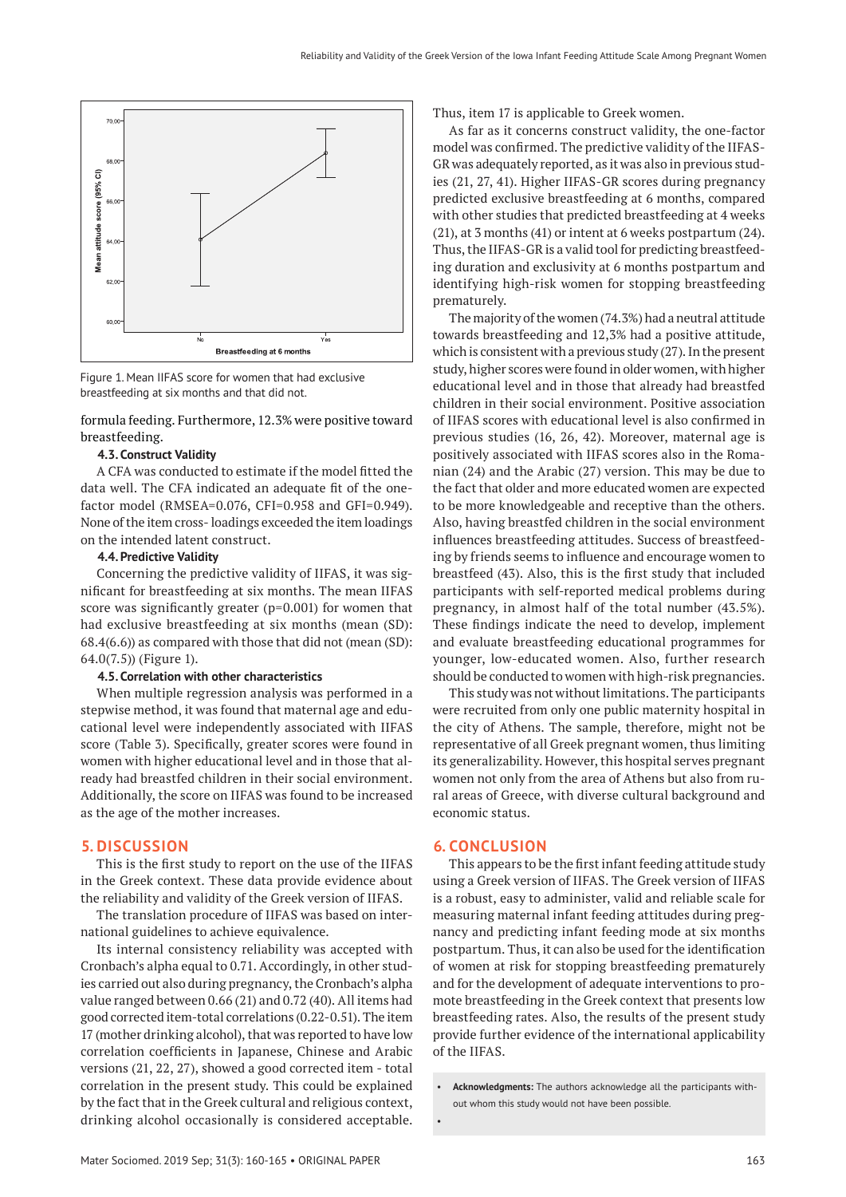Figure 1. Mean IIFAS score for women that had exclusive breastfeeding at six months and that did not.

formula feeding. Furthermore, 12.3% were positive toward breastfeeding.

### 4.3. Construct Validity

A CFA was conducted to estimate if the model fitted the data well. The CFA indicated an adequate fit of the one-factor model (RMSEA=0.076, CFI=0.958 and GFI=0.949). None of the item cross- loadings exceeded the item loadings on the intended latent construct.

### 4.4. Predictive Validity

Concerning the predictive validity of IIFAS, it was significant for breastfeeding at six months. The mean IIFAS score was significantly greater (p=0.001) for women that had exclusive breastfeeding at six months (mean (SD): 68.4(6.6)) as compared with those that did not (mean (SD): 64.0(7.5)) (Figure 1).

### 4.5. Correlation with other characteristics

When multiple regression analysis was performed in a stepwise method, it was found that maternal age and educational level were independently associated with IIFAS score (Table 3). Specifically, greater scores were found in women with higher educational level and in those that already had breastfed children in their social environment. Additionally, the score on IIFAS was found to be increased as the age of the mother increases.

## 5. DISCUSSION

This is the first study to report on the use of the IIFAS in the Greek context. These data provide evidence about the reliability and validity of the Greek version of IIFAS.

The translation procedure of IIFAS was based on international guidelines to achieve equivalence.

Its internal consistency reliability was accepted with Cronbach's alpha equal to 0.71. Accordingly, in other studies carried out also during pregnancy, the Cronbach's alpha value ranged between 0.66 (21) and 0.72 (40). All items had good corrected item-total correlations (0.22-0.51). The item 17 (mother drinking alcohol), that was reported to have low correlation coefficients in Japanese, Chinese and Arabic versions (21, 22, 27), showed a good corrected item - total correlation in the present study. This could be explained by the fact that in the Greek cultural and religious context, drinking alcohol occasionally is considered acceptable. Thus, item 17 is applicable to Greek women.

As far as it concerns construct validity, the one-factor model was confirmed. The predictive validity of the IIFAS-GR was adequately reported, as it was also in previous studies (21, 27, 41). Higher IIFAS-GR scores during pregnancy predicted exclusive breastfeeding at 6 months, compared with other studies that predicted breastfeeding at 4 weeks (21), at 3 months (41) or intent at 6 weeks postpartum (24). Thus, the IIFAS-GR is a valid tool for predicting breastfeeding duration and exclusivity at 6 months postpartum and identifying high-risk women for stopping breastfeeding prematurely.

The majority of the women (74.3%) had a neutral attitude towards breastfeeding and 12,3% had a positive attitude, which is consistent with a previous study (27). In the present study, higher scores were found in older women, with higher educational level and in those that already had breastfed children in their social environment. Positive association of IIFAS scores with educational level is also confirmed in previous studies (16, 26, 42). Moreover, maternal age is positively associated with IIFAS scores also in the Romanian (24) and the Arabic (27) version. This may be due to the fact that older and more educated women are expected to be more knowledgeable and receptive than the others. Also, having breastfed children in the social environment influences breastfeeding attitudes. Success of breastfeeding by friends seems to influence and encourage women to breastfeed (43). Also, this is the first study that included participants with self-reported medical problems during pregnancy, in almost half of the total number (43.5%). These findings indicate the need to develop, implement and evaluate breastfeeding educational programmes for younger, low-educated women. Also, further research should be conducted to women with high-risk pregnancies.

This study was not without limitations. The participants were recruited from only one public maternity hospital in the city of Athens. The sample, therefore, might not be representative of all Greek pregnant women, thus limiting its generalizability. However, this hospital serves pregnant women not only from the area of Athens but also from rural areas of Greece, with diverse cultural background and economic status.

## 6. CONCLUSION

This appears to be the first infant feeding attitude study using a Greek version of IIFAS. The Greek version of IIFAS is a robust, easy to administer, valid and reliable scale for measuring maternal infant feeding attitudes during pregnancy and predicting infant feeding mode at six months postpartum. Thus, it can also be used for the identification of women at risk for stopping breastfeeding prematurely and for the development of adequate interventions to promote breastfeeding in the Greek context that presents low breastfeeding rates. Also, the results of the present study provide further evidence of the international applicability of the IIFAS.

- **Acknowledgments:** The authors acknowledge all the participants without whom this study would not have been possible.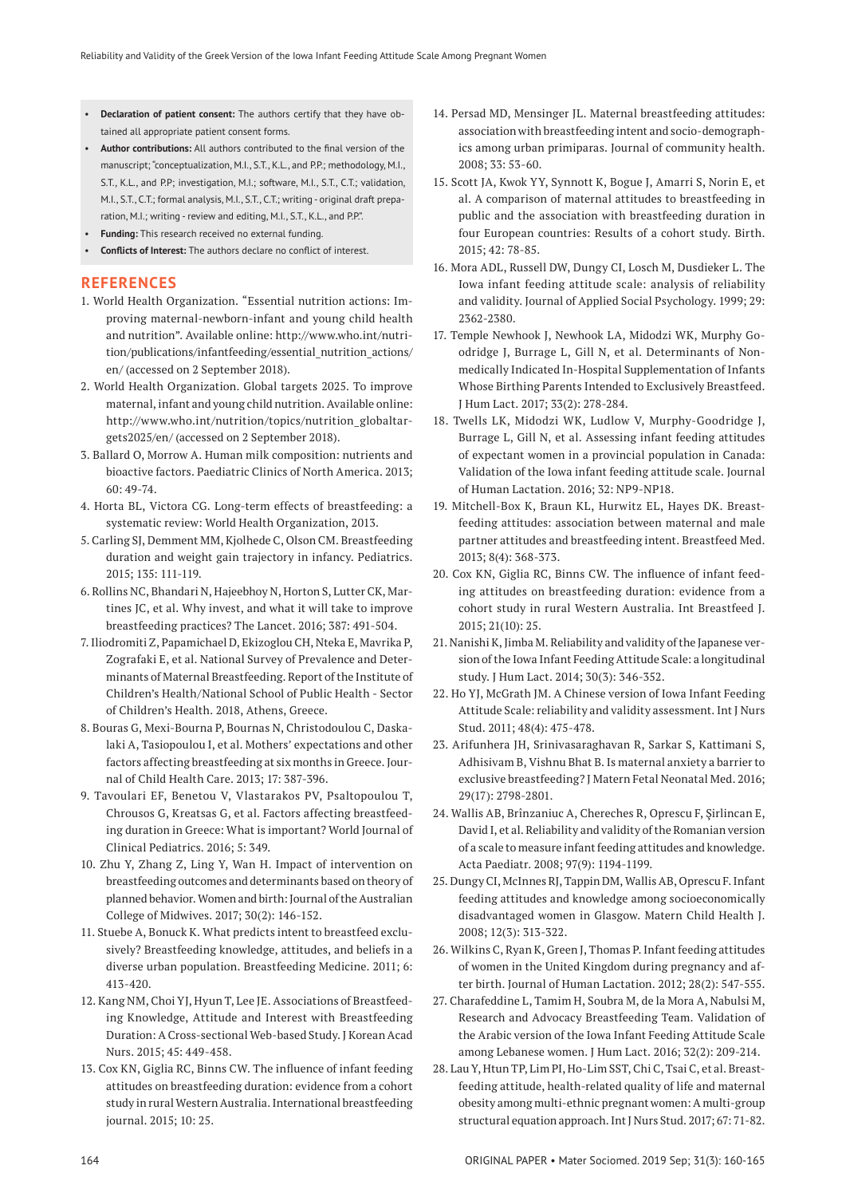- **Declaration of patient consent:** The authors certify that they have obtained all appropriate patient consent forms.
- **Author contributions:** All authors contributed to the final version of the manuscript; "conceptualization, M.I., S.T., K.L., and P.P.; methodology, M.I., S.T., K.L., and P.P; investigation, M.I.; software, M.I., S.T., C.T.; validation, M.I., S.T., C.T.; formal analysis, M.I., S.T., C.T.; writing - original draft preparation, M.I.; writing - review and editing, M.I., S.T., K.L., and P.P.".
- **Funding:** This research received no external funding.
- **Conflicts of Interest:** The authors declare no conflict of interest.

## REFERENCES

1. World Health Organization. "Essential nutrition actions: Improving maternal-newborn-infant and young child health and nutrition". Available online: http://www.who.int/nutrition/publications/infantfeeding/essential_nutrition_actions/en/ (accessed on 2 September 2018).
2. World Health Organization. Global targets 2025. To improve maternal, infant and young child nutrition. Available online: http://www.who.int/nutrition/topics/nutrition_globaltargets2025/en/ (accessed on 2 September 2018).
3. Ballard O, Morrow A. Human milk composition: nutrients and bioactive factors. Paediatric Clinics of North America. 2013; 60: 49-74.
4. Horta BL, Victora CG. Long-term effects of breastfeeding: a systematic review: World Health Organization, 2013.
5. Carling SJ, Demment MM, Kjolhede C, Olson CM. Breastfeeding duration and weight gain trajectory in infancy. Pediatrics. 2015; 135: 111-119.
6. Rollins NC, Bhandari N, Hajeebhoy N, Horton S, Lutter CK, Martines JC, et al. Why invest, and what it will take to improve breastfeeding practices? The Lancet. 2016; 387: 491-504.
7. Iliodromiti Z, Papamichael D, Ekizoglou CH, Nteka E, Mavrika P, Zografaki E, et al. National Survey of Prevalence and Determinants of Maternal Breastfeeding. Report of the Institute of Children's Health/National School of Public Health - Sector of Children's Health. 2018, Athens, Greece.
8. Bouras G, Mexi-Bourna P, Bournas N, Christodoulou C, Daskalaki A, Tasiopoulou I, et al. Mothers' expectations and other factors affecting breastfeeding at six months in Greece. Journal of Child Health Care. 2013; 17: 387-396.
9. Tavoulari EF, Benetou V, Vlastarakos PV, Psaltopoulou T, Chrousos G, Kreatsas G, et al. Factors affecting breastfeeding duration in Greece: What is important? World Journal of Clinical Pediatrics. 2016; 5: 349.
10. Zhu Y, Zhang Z, Ling Y, Wan H. Impact of intervention on breastfeeding outcomes and determinants based on theory of planned behavior. Women and birth: Journal of the Australian College of Midwives. 2017; 30(2): 146-152.
11. Stuebe A, Bonuck K. What predicts intent to breastfeed exclusively? Breastfeeding knowledge, attitudes, and beliefs in a diverse urban population. Breastfeeding Medicine. 2011; 6: 413-420.
12. Kang NM, Choi YJ, Hyun T, Lee JE. Associations of Breastfeeding Knowledge, Attitude and Interest with Breastfeeding Duration: A Cross-sectional Web-based Study. J Korean Acad Nurs. 2015; 45: 449-458.
13. Cox KN, Giglia RC, Binns CW. The influence of infant feeding attitudes on breastfeeding duration: evidence from a cohort study in rural Western Australia. International breastfeeding journal. 2015; 10: 25.
14. Persad MD, Mensinger JL. Maternal breastfeeding attitudes: association with breastfeeding intent and socio-demographics among urban primiparas. Journal of community health. 2008; 33: 53-60.
15. Scott JA, Kwok YY, Synnott K, Bogue J, Amarri S, Norin E, et al. A comparison of maternal attitudes to breastfeeding in public and the association with breastfeeding duration in four European countries: Results of a cohort study. Birth. 2015; 42: 78-85.
16. Mora ADL, Russell DW, Dungy CI, Losch M, Dusdieker L. The Iowa infant feeding attitude scale: analysis of reliability and validity. Journal of Applied Social Psychology. 1999; 29: 2362-2380.
17. Temple Newhook J, Newhook LA, Midodzi WK, Murphy Goodridge J, Burrage L, Gill N, et al. Determinants of Non-medically Indicated In-Hospital Supplementation of Infants Whose Birthing Parents Intended to Exclusively Breastfeed. J Hum Lact. 2017; 33(2): 278-284.
18. Twells LK, Midodzi WK, Ludlow V, Murphy-Goodridge J, Burrage L, Gill N, et al. Assessing infant feeding attitudes of expectant women in a provincial population in Canada: Validation of the Iowa infant feeding attitude scale. Journal of Human Lactation. 2016; 32: NP9-NP18.
19. Mitchell-Box K, Braun KL, Hurwitz EL, Hayes DK. Breastfeeding attitudes: association between maternal and male partner attitudes and breastfeeding intent. Breastfeed Med. 2013; 8(4): 368-373.
20. Cox KN, Giglia RC, Binns CW. The influence of infant feeding attitudes on breastfeeding duration: evidence from a cohort study in rural Western Australia. Int Breastfeed J. 2015; 21(10): 25.
21. Nanishi K, Jimba M. Reliability and validity of the Japanese version of the Iowa Infant Feeding Attitude Scale: a longitudinal study. J Hum Lact. 2014; 30(3): 346-352.
22. Ho YJ, McGrath JM. A Chinese version of Iowa Infant Feeding Attitude Scale: reliability and validity assessment. Int J Nurs Stud. 2011; 48(4): 475-478.
23. Arifunhera JH, Srinivasaraghavan R, Sarkar S, Kattimani S, Adhisivam B, Vishnu Bhat B. Is maternal anxiety a barrier to exclusive breastfeeding? J Matern Fetal Neonatal Med. 2016; 29(17): 2798-2801.
24. Wallis AB, Brînzaniuc A, Chereches R, Oprescu F, Şirlincan E, David I, et al. Reliability and validity of the Romanian version of a scale to measure infant feeding attitudes and knowledge. Acta Paediatr. 2008; 97(9): 1194-1199.
25. Dungy CI, McInnes RJ, Tappin DM, Wallis AB, Oprescu F. Infant feeding attitudes and knowledge among socioeconomically disadvantaged women in Glasgow. Matern Child Health J. 2008; 12(3): 313-322.
26. Wilkins C, Ryan K, Green J, Thomas P. Infant feeding attitudes of women in the United Kingdom during pregnancy and after birth. Journal of Human Lactation. 2012; 28(2): 547-555.
27. Charafeddine L, Tamim H, Soubra M, de la Mora A, Nabulsi M, Research and Advocacy Breastfeeding Team. Validation of the Arabic version of the Iowa Infant Feeding Attitude Scale among Lebanese women. J Hum Lact. 2016; 32(2): 209-214.
28. Lau Y, Htun TP, Lim PI, Ho-Lim SST, Chi C, Tsai C, et al. Breastfeeding attitude, health-related quality of life and maternal obesity among multi-ethnic pregnant women: A multi-group structural equation approach. Int J Nurs Stud. 2017; 67: 71-82.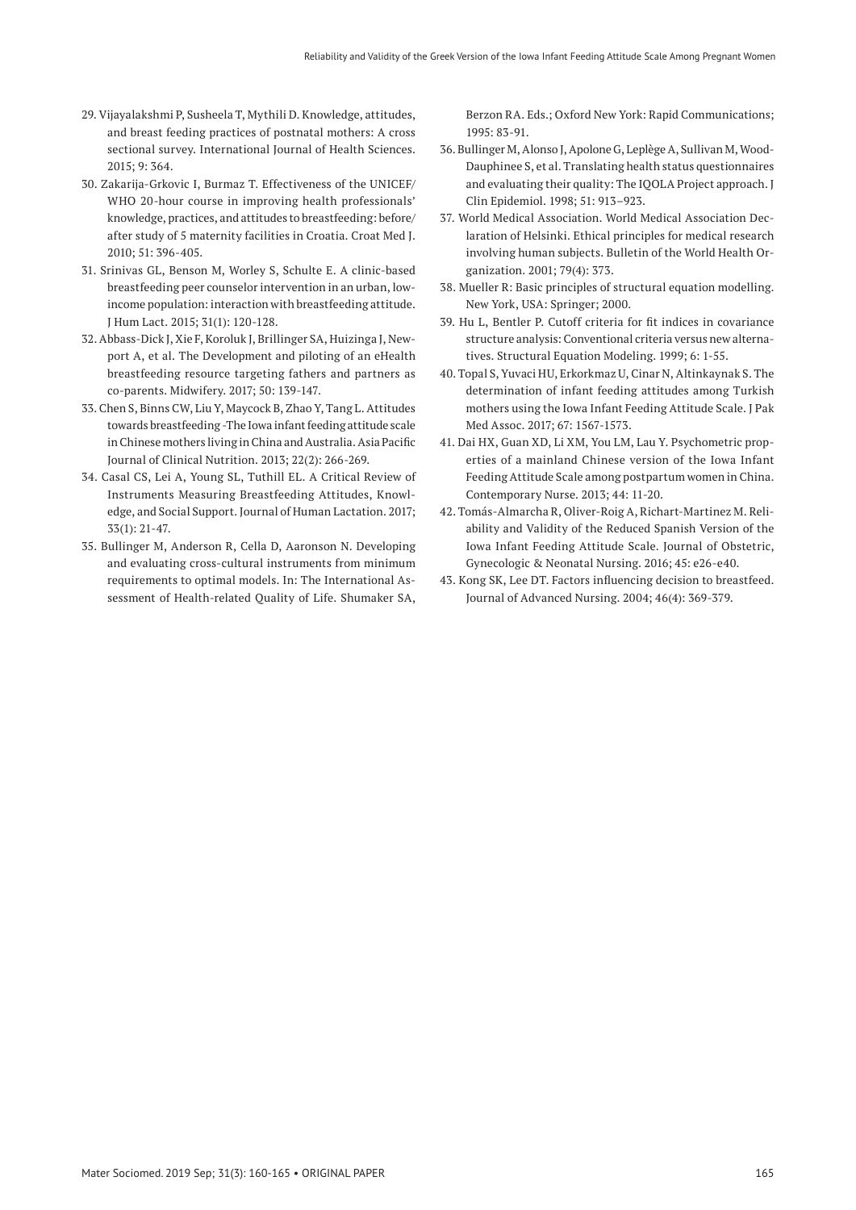29. Vijayalakshmi P, Susheela T, Mythili D. Knowledge, attitudes, and breast feeding practices of postnatal mothers: A cross sectional survey. International Journal of Health Sciences. 2015; 9: 364.
30. Zakarija-Grkovic I, Burmaz T. Effectiveness of the UNICEF/WHO 20-hour course in improving health professionals' knowledge, practices, and attitudes to breastfeeding: before/after study of 5 maternity facilities in Croatia. Croat Med J. 2010; 51: 396-405.
31. Srinivas GL, Benson M, Worley S, Schulte E. A clinic-based breastfeeding peer counselor intervention in an urban, low-income population: interaction with breastfeeding attitude. J Hum Lact. 2015; 31(1): 120-128.
32. Abbass-Dick J, Xie F, Koroluk J, Brillinger SA, Huizinga J, Newport A, et al. The Development and piloting of an eHealth breastfeeding resource targeting fathers and partners as co-parents. Midwifery. 2017; 50: 139-147.
33. Chen S, Binns CW, Liu Y, Maycock B, Zhao Y, Tang L. Attitudes towards breastfeeding -The Iowa infant feeding attitude scale in Chinese mothers living in China and Australia. Asia Pacific Journal of Clinical Nutrition. 2013; 22(2): 266-269.
34. Casal CS, Lei A, Young SL, Tuthill EL. A Critical Review of Instruments Measuring Breastfeeding Attitudes, Knowledge, and Social Support. Journal of Human Lactation. 2017; 33(1): 21-47.
35. Bullinger M, Anderson R, Cella D, Aaronson N. Developing and evaluating cross-cultural instruments from minimum requirements to optimal models. In: The International Assessment of Health-related Quality of Life. Shumaker SA, Berzon RA. Eds.; Oxford New York: Rapid Communications; 1995: 83-91.
36. Bullinger M, Alonso J, Apolone G, Leplège A, Sullivan M, Wood-Dauphinee S, et al. Translating health status questionnaires and evaluating their quality: The IQOLA Project approach. J Clin Epidemiol. 1998; 51: 913–923.
37. World Medical Association. World Medical Association Declaration of Helsinki. Ethical principles for medical research involving human subjects. Bulletin of the World Health Organization. 2001; 79(4): 373.
38. Mueller R: Basic principles of structural equation modelling. New York, USA: Springer; 2000.
39. Hu L, Bentler P. Cutoff criteria for fit indices in covariance structure analysis: Conventional criteria versus new alternatives. Structural Equation Modeling. 1999; 6: 1-55.
40. Topal S, Yuvaci HU, Erkorkmaz U, Cinar N, Altinkaynak S. The determination of infant feeding attitudes among Turkish mothers using the Iowa Infant Feeding Attitude Scale. J Pak Med Assoc. 2017; 67: 1567-1573.
41. Dai HX, Guan XD, Li XM, You LM, Lau Y. Psychometric properties of a mainland Chinese version of the Iowa Infant Feeding Attitude Scale among postpartum women in China. Contemporary Nurse. 2013; 44: 11-20.
42. Tomás-Almarcha R, Oliver-Roig A, Richart-Martinez M. Reliability and Validity of the Reduced Spanish Version of the Iowa Infant Feeding Attitude Scale. Journal of Obstetric, Gynecologic & Neonatal Nursing. 2016; 45: e26-e40.
43. Kong SK, Lee DT. Factors influencing decision to breastfeed. Journal of Advanced Nursing. 2004; 46(4): 369-379.